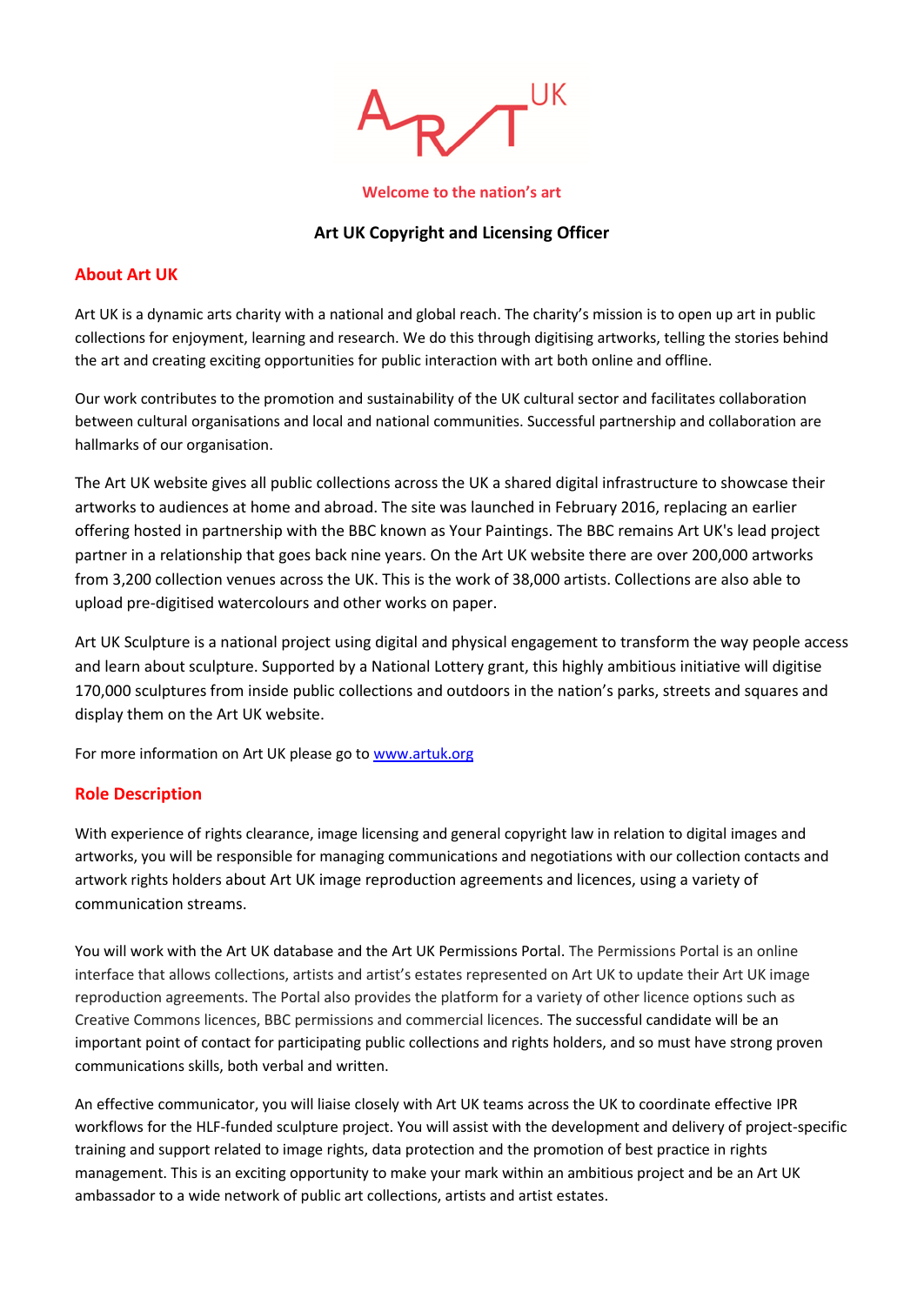ART UK

**Welcome to the nation's art**

**Art UK Copyright and Licensing Officer**

## About Art UK

Art UK is a dynamic arts charity with a national and global reach. The charity's mission is to open up art in public collections for enjoyment, learning and research. We do this through digitising artworks, telling the stories behind the art and creating exciting opportunities for public interaction with art both online and offline.

Our work contributes to the promotion and sustainability of the UK cultural sector and facilitates collaboration between cultural organisations and local and national communities. Successful partnership and collaboration are hallmarks of our organisation.

The Art UK website gives all public collections across the UK a shared digital infrastructure to showcase their artworks to audiences at home and abroad. The site was launched in February 2016, replacing an earlier offering hosted in partnership with the BBC known as Your Paintings. The BBC remains Art UK's lead project partner in a relationship that goes back nine years. On the Art UK website there are over 200,000 artworks from 3,200 collection venues across the UK. This is the work of 38,000 artists. Collections are also able to upload pre-digitised watercolours and other works on paper.

Art UK Sculpture is a national project using digital and physical engagement to transform the way people access and learn about sculpture. Supported by a National Lottery grant, this highly ambitious initiative will digitise 170,000 sculptures from inside public collections and outdoors in the nation's parks, streets and squares and display them on the Art UK website.

For more information on Art UK please go to [www.artuk.org](http://www.artuk.org)

## Role Description

With experience of rights clearance, image licensing and general copyright law in relation to digital images and artworks, you will be responsible for managing communications and negotiations with our collection contacts and artwork rights holders about Art UK image reproduction agreements and licences, using a variety of communication streams.

You will work with the Art UK database and the Art UK Permissions Portal. The Permissions Portal is an online interface that allows collections, artists and artist's estates represented on Art UK to update their Art UK image reproduction agreements. The Portal also provides the platform for a variety of other licence options such as Creative Commons licences, BBC permissions and commercial licences. The successful candidate will be an important point of contact for participating public collections and rights holders, and so must have strong proven communications skills, both verbal and written.

An effective communicator, you will liaise closely with Art UK teams across the UK to coordinate effective IPR workflows for the HLF-funded sculpture project. You will assist with the development and delivery of project-specific training and support related to image rights, data protection and the promotion of best practice in rights management. This is an exciting opportunity to make your mark within an ambitious project and be an Art UK ambassador to a wide network of public art collections, artists and artist estates.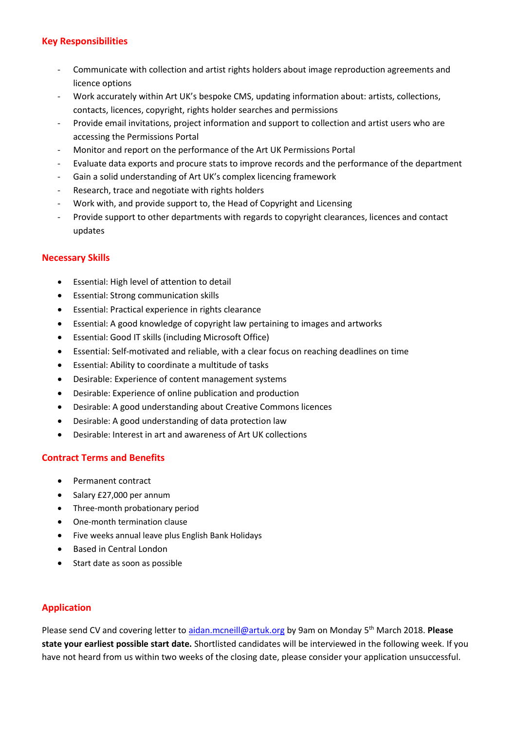## Key Responsibilities

- Communicate with collection and artist rights holders about image reproduction agreements and licence options
- Work accurately within Art UK's bespoke CMS, updating information about: artists, collections, contacts, licences, copyright, rights holder searches and permissions
- Provide email invitations, project information and support to collection and artist users who are accessing the Permissions Portal
- Monitor and report on the performance of the Art UK Permissions Portal
- Evaluate data exports and procure stats to improve records and the performance of the department
- Gain a solid understanding of Art UK's complex licencing framework
- Research, trace and negotiate with rights holders
- Work with, and provide support to, the Head of Copyright and Licensing
- Provide support to other departments with regards to copyright clearances, licences and contact updates

## Necessary Skills

- Essential: High level of attention to detail
- Essential: Strong communication skills
- Essential: Practical experience in rights clearance
- Essential: A good knowledge of copyright law pertaining to images and artworks
- Essential: Good IT skills (including Microsoft Office)
- Essential: Self-motivated and reliable, with a clear focus on reaching deadlines on time
- Essential: Ability to coordinate a multitude of tasks
- Desirable: Experience of content management systems
- Desirable: Experience of online publication and production
- Desirable: A good understanding about Creative Commons licences
- Desirable: A good understanding of data protection law
- Desirable: Interest in art and awareness of Art UK collections

## Contract Terms and Benefits

- Permanent contract
- Salary £27,000 per annum
- Three-month probationary period
- One-month termination clause
- Five weeks annual leave plus English Bank Holidays
- Based in Central London
- Start date as soon as possible

## Application

Please send CV and covering letter to aidan.mcneill@artuk.org by 9am on Monday 5th March 2018. **Please state your earliest possible start date.** Shortlisted candidates will be interviewed in the following week. If you have not heard from us within two weeks of the closing date, please consider your application unsuccessful.